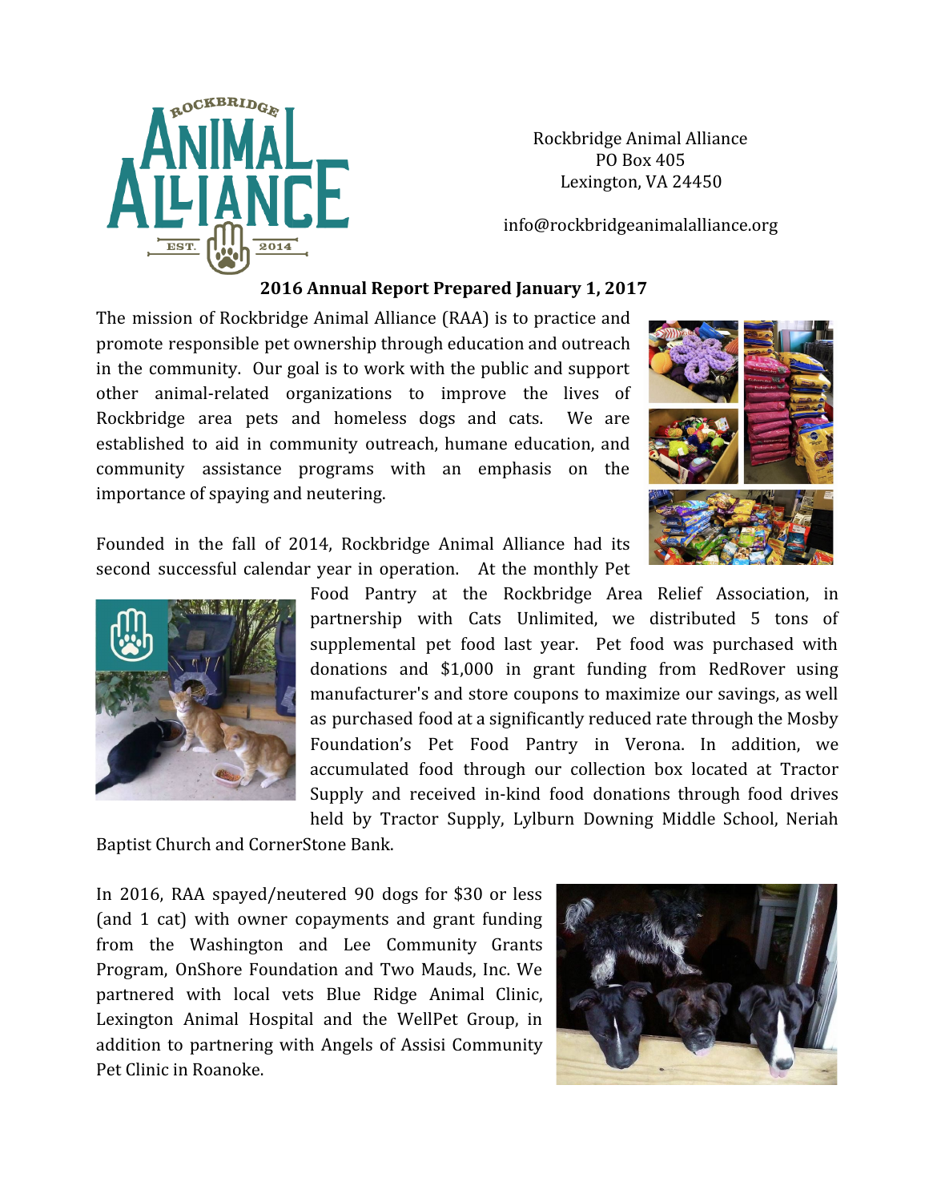Rockbridge Animal Alliance
PO Box 405
Lexington, VA 24450

info@rockbridgeanimalalliance.org

## 2016 Annual Report Prepared January 1, 2017

The mission of Rockbridge Animal Alliance (RAA) is to practice and promote responsible pet ownership through education and outreach in the community. Our goal is to work with the public and support other animal-related organizations to improve the lives of Rockbridge area pets and homeless dogs and cats. We are established to aid in community outreach, humane education, and community assistance programs with an emphasis on the importance of spaying and neutering.

Founded in the fall of 2014, Rockbridge Animal Alliance had its second successful calendar year in operation. At the monthly Pet Food Pantry at the Rockbridge Area Relief Association, in partnership with Cats Unlimited, we distributed 5 tons of supplemental pet food last year. Pet food was purchased with donations and $1,000 in grant funding from RedRover using manufacturer's and store coupons to maximize our savings, as well as purchased food at a significantly reduced rate through the Mosby Foundation's Pet Food Pantry in Verona. In addition, we accumulated food through our collection box located at Tractor Supply and received in-kind food donations through food drives held by Tractor Supply, Lylburn Downing Middle School, Neriah Baptist Church and CornerStone Bank.

In 2016, RAA spayed/neutered 90 dogs for $30 or less (and 1 cat) with owner copayments and grant funding from the Washington and Lee Community Grants Program, OnShore Foundation and Two Mauds, Inc. We partnered with local vets Blue Ridge Animal Clinic, Lexington Animal Hospital and the WellPet Group, in addition to partnering with Angels of Assisi Community Pet Clinic in Roanoke.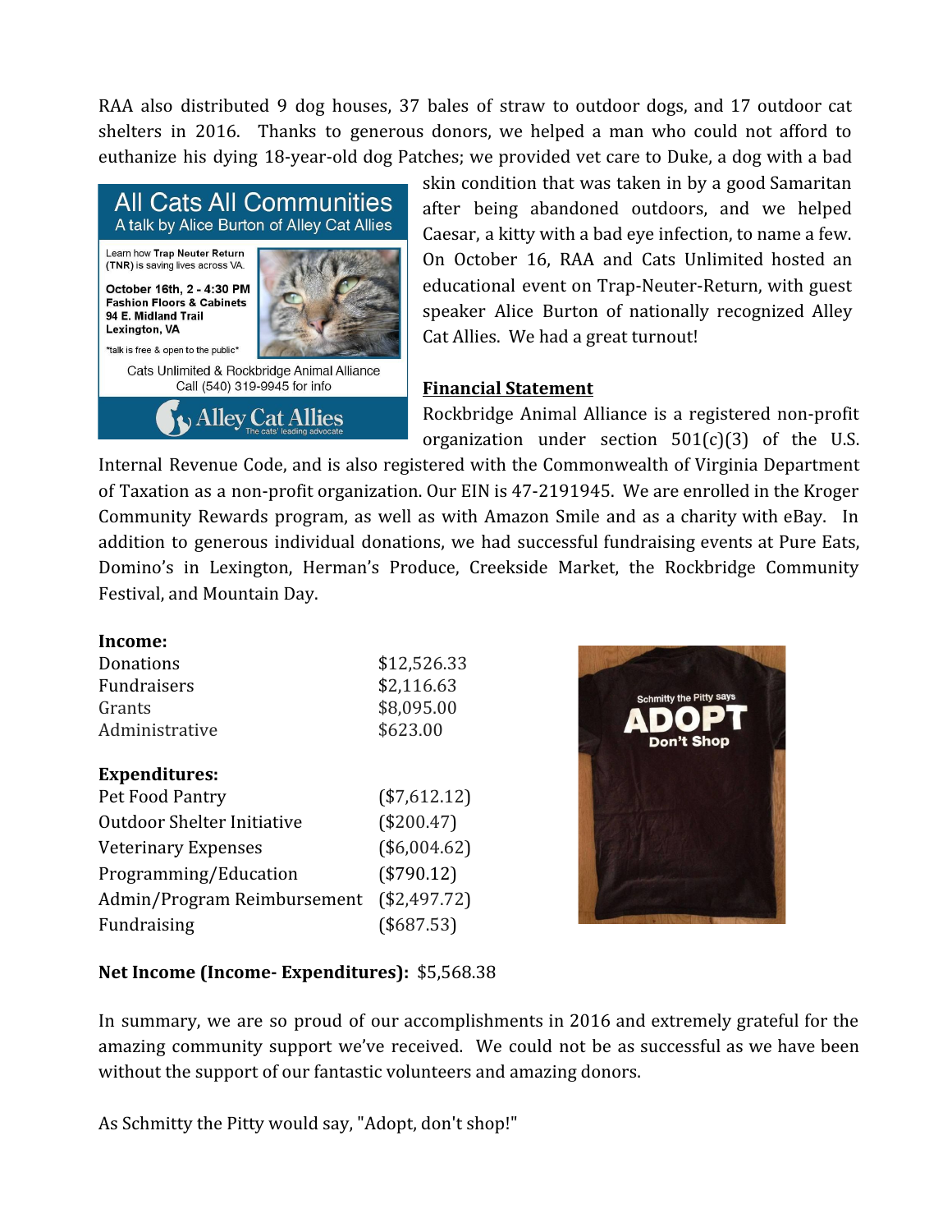RAA also distributed 9 dog houses, 37 bales of straw to outdoor dogs, and 17 outdoor cat shelters in 2016. Thanks to generous donors, we helped a man who could not afford to euthanize his dying 18-year-old dog Patches; we provided vet care to Duke, a dog with a bad skin condition that was taken in by a good Samaritan after being abandoned outdoors, and we helped Caesar, a kitty with a bad eye infection, to name a few. On October 16, RAA and Cats Unlimited hosted an educational event on Trap-Neuter-Return, with guest speaker Alice Burton of nationally recognized Alley Cat Allies. We had a great turnout!

All Cats All Communities
A talk by Alice Burton of Alley Cat Allies

Learn how Trap Neuter Return (TNR) is saving lives across VA.

October 16th, 2 - 4:30 PM
Fashion Floors & Cabinets
94 E. Midland Trail
Lexington, VA

*talk is free & open to the public*

Cats Unlimited & Rockbridge Animal Alliance
Call (540) 319-9945 for info

Alley Cat Allies
The cats' leading advocate

**Financial Statement**

Rockbridge Animal Alliance is a registered non-profit organization under section 501(c)(3) of the U.S. Internal Revenue Code, and is also registered with the Commonwealth of Virginia Department of Taxation as a non-profit organization. Our EIN is 47-2191945. We are enrolled in the Kroger Community Rewards program, as well as with Amazon Smile and as a charity with eBay. In addition to generous individual donations, we had successful fundraising events at Pure Eats, Domino's in Lexington, Herman's Produce, Creekside Market, the Rockbridge Community Festival, and Mountain Day.

| | |
|---|---|
| **Income:** | |
| Donations | $12,526.33 |
| Fundraisers | $2,116.63 |
| Grants | $8,095.00 |
| Administrative | $623.00 |
| **Expenditures:** | |
| Pet Food Pantry | ($7,612.12) |
| Outdoor Shelter Initiative | ($200.47) |
| Veterinary Expenses | ($6,004.62) |
| Programming/Education | ($790.12) |
| Admin/Program Reimbursement | ($2,497.72) |
| Fundraising | ($687.53) |

Schmitty the Pitty says
ADOPT
Don't Shop

**Net Income (Income- Expenditures):** $5,568.38

In summary, we are so proud of our accomplishments in 2016 and extremely grateful for the amazing community support we've received. We could not be as successful as we have been without the support of our fantastic volunteers and amazing donors.

As Schmitty the Pitty would say, "Adopt, don't shop!"